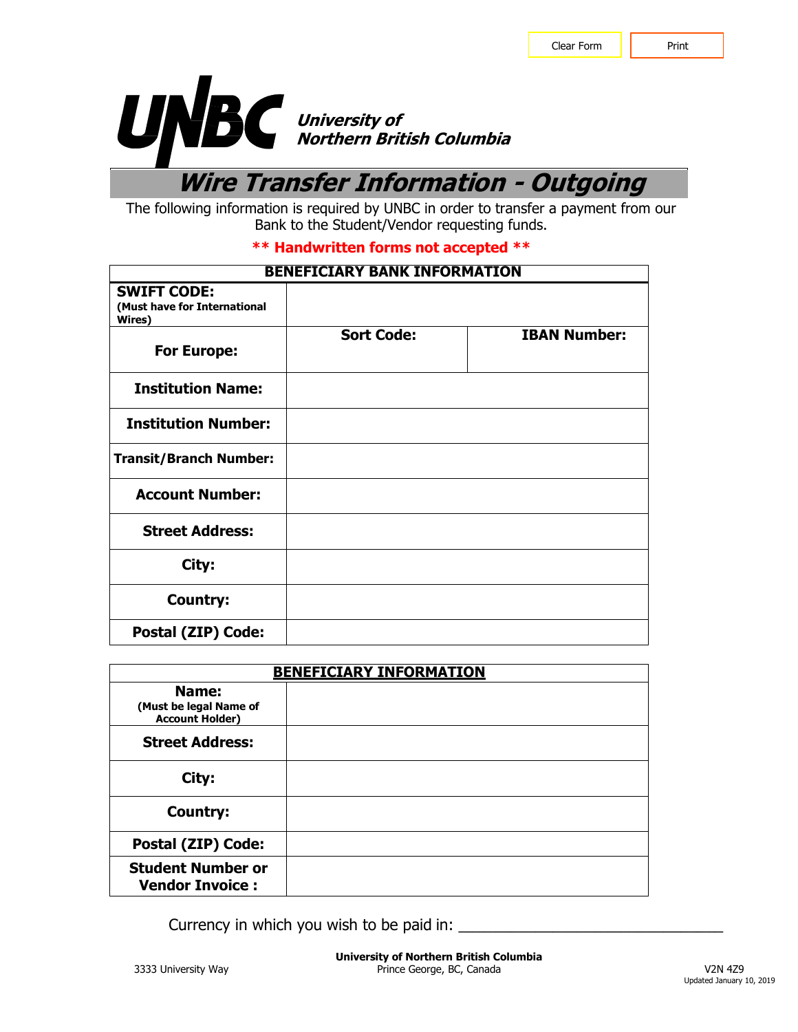Clear Form | Print

**UNBC** *University of Northern British Columbia*

# *Wire Transfer Information - Outgoing*

The following information is required by UNBC in order to transfer a payment from our Bank to the Student/Vendor requesting funds.

**\*\* Handwritten forms not accepted \*\***

| BENEFICIARY BANK INFORMATION | | |
|---|---|---|
| **SWIFT CODE:** (Must have for International Wires) | | |
| **For Europe:** | **Sort Code:** | **IBAN Number:** |
| **Institution Name:** | | |
| **Institution Number:** | | |
| **Transit/Branch Number:** | | |
| **Account Number:** | | |
| **Street Address:** | | |
| **City:** | | |
| **Country:** | | |
| **Postal (ZIP) Code:** | | |

| BENEFICIARY INFORMATION | |
|---|---|
| **Name:** (Must be legal Name of Account Holder) | |
| **Street Address:** | |
| **City:** | |
| **Country:** | |
| **Postal (ZIP) Code:** | |
| **Student Number or Vendor Invoice :** | |

Currency in which you wish to be paid in: ______________________________

**University of Northern British Columbia**
3333 University Way Prince George, BC, Canada V2N 4Z9

Updated January 10, 2019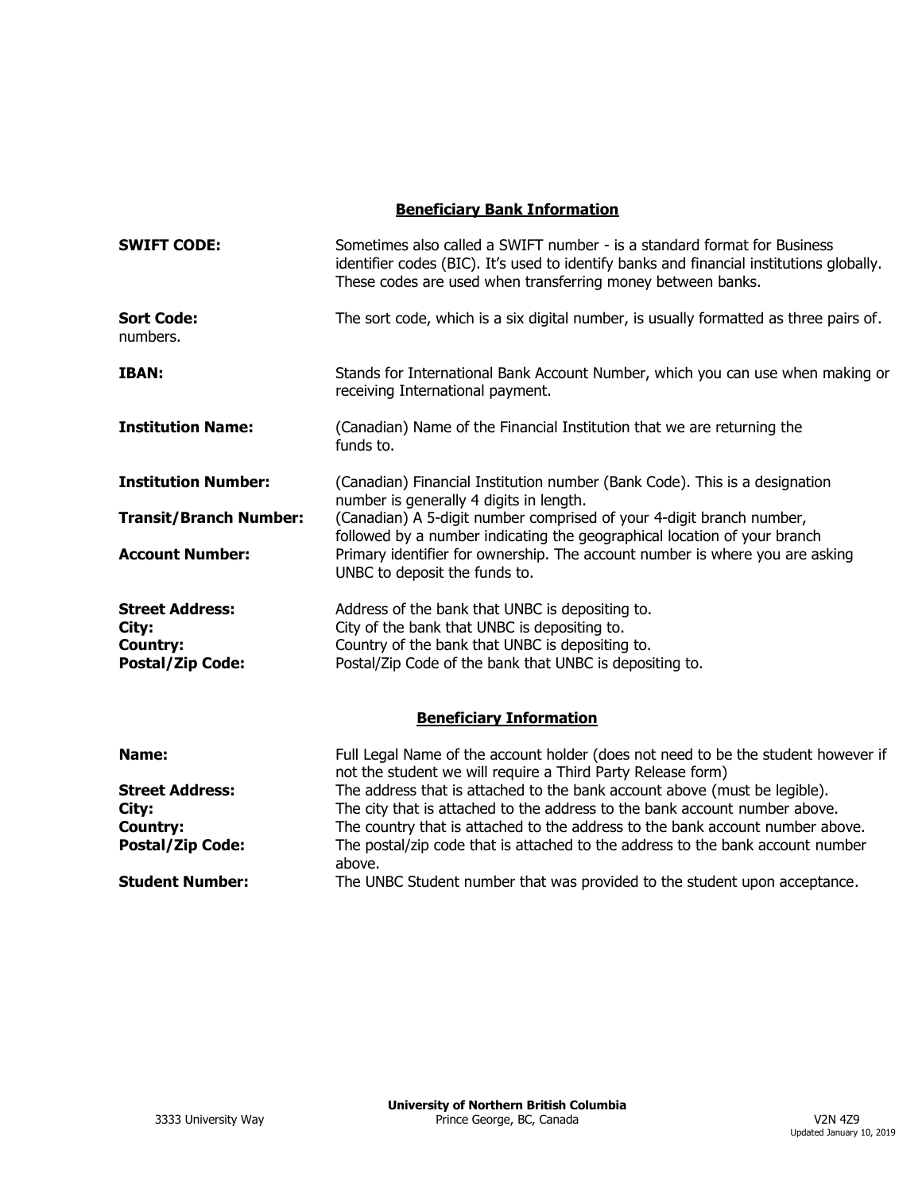## Beneficiary Bank Information

**SWIFT CODE:** Sometimes also called a SWIFT number - is a standard format for Business identifier codes (BIC). It's used to identify banks and financial institutions globally. These codes are used when transferring money between banks.

**Sort Code:** The sort code, which is a six digital number, is usually formatted as three pairs of. numbers.

**IBAN:** Stands for International Bank Account Number, which you can use when making or receiving International payment.

**Institution Name:** (Canadian) Name of the Financial Institution that we are returning the funds to.

**Institution Number:** (Canadian) Financial Institution number (Bank Code). This is a designation number is generally 4 digits in length.

**Transit/Branch Number:** (Canadian) A 5-digit number comprised of your 4-digit branch number, followed by a number indicating the geographical location of your branch

**Account Number:** Primary identifier for ownership. The account number is where you are asking UNBC to deposit the funds to.

**Street Address:** Address of the bank that UNBC is depositing to.
**City:** City of the bank that UNBC is depositing to.
**Country:** Country of the bank that UNBC is depositing to.
**Postal/Zip Code:** Postal/Zip Code of the bank that UNBC is depositing to.

## Beneficiary Information

**Name:** Full Legal Name of the account holder (does not need to be the student however if not the student we will require a Third Party Release form)
**Street Address:** The address that is attached to the bank account above (must be legible).
**City:** The city that is attached to the address to the bank account number above.
**Country:** The country that is attached to the address to the bank account number above.
**Postal/Zip Code:** The postal/zip code that is attached to the address to the bank account number above.
**Student Number:** The UNBC Student number that was provided to the student upon acceptance.

**University of Northern British Columbia**
3333 University Way Prince George, BC, Canada V2N 4Z9
Updated January 10, 2019